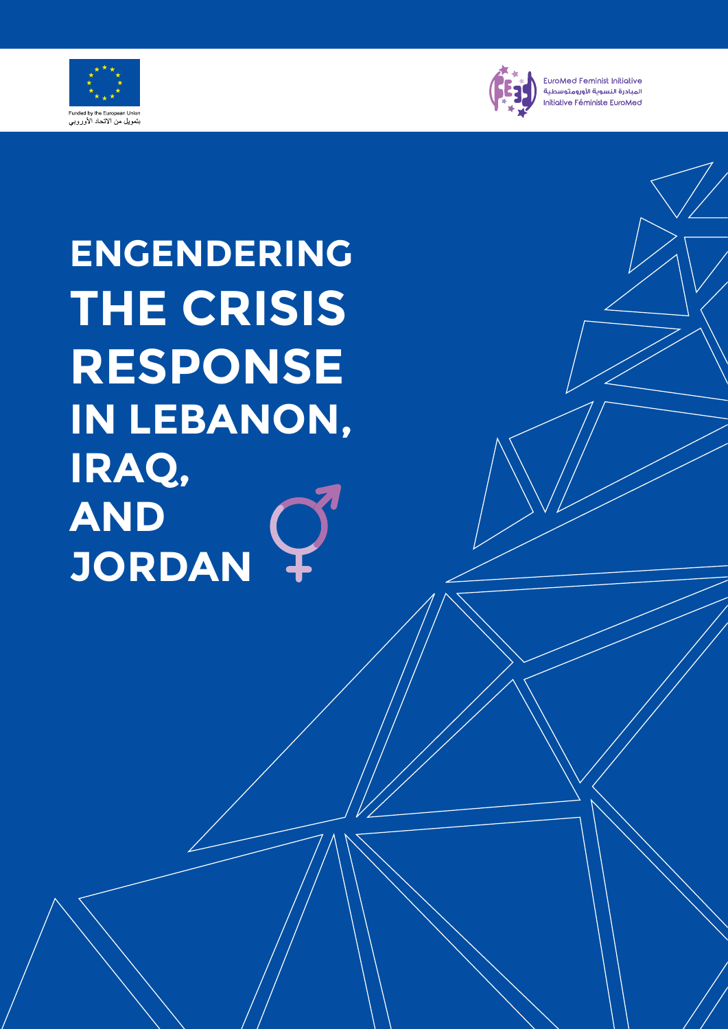Funded by the European Union
بتمويل من الاتحاد الأوروبي

EuroMed Feminist Initiative
المبادرة النسوية الأورومتوسطية
Initiative Féministe EuroMed

# ENGENDERING THE CRISIS RESPONSE IN LEBANON, IRAQ, AND JORDAN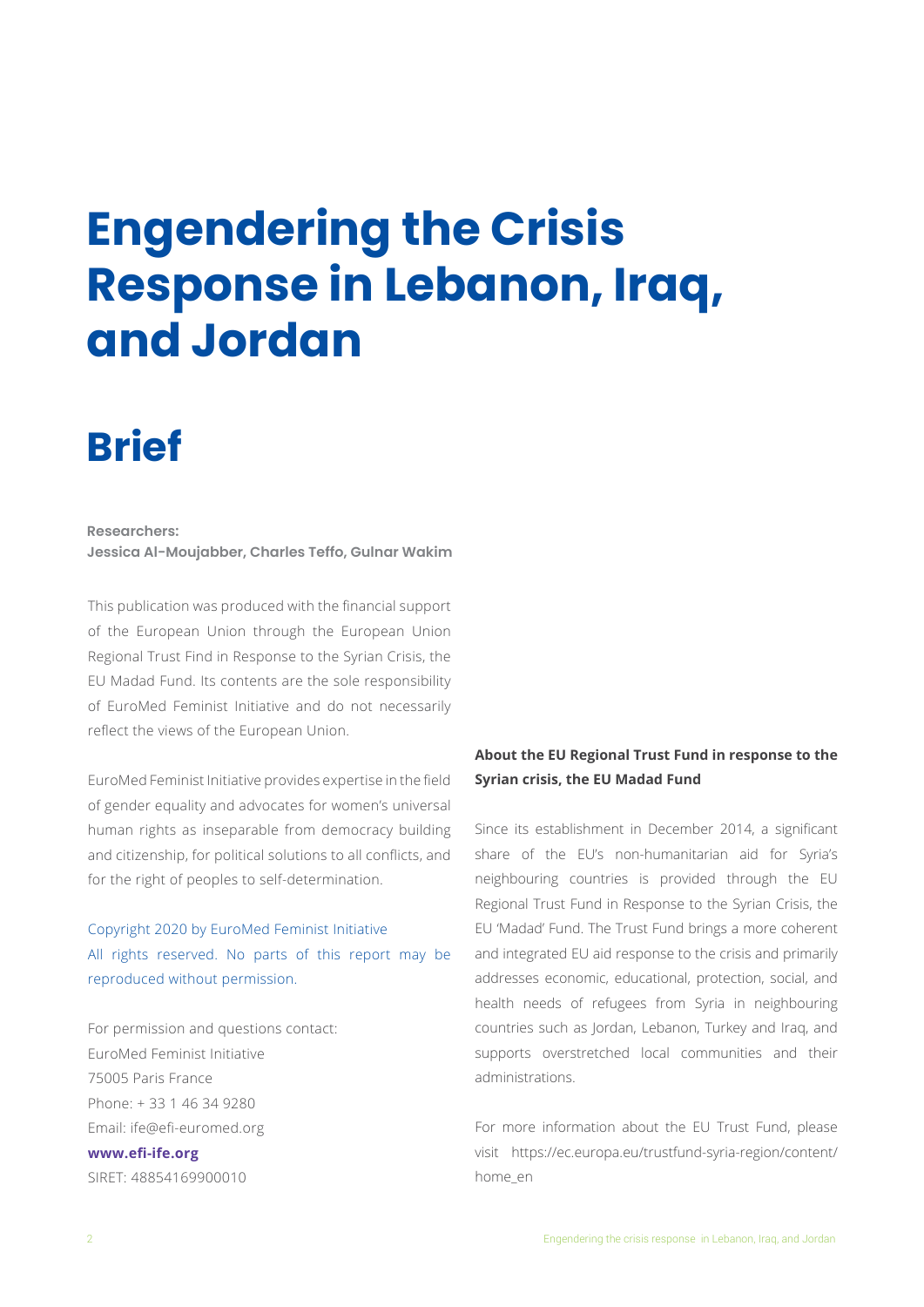# Engendering the Crisis Response in Lebanon, Iraq, and Jordan

# Brief

**Researchers:**
**Jessica Al-Moujabber, Charles Teffo, Gulnar Wakim**

This publication was produced with the financial support of the European Union through the European Union Regional Trust Find in Response to the Syrian Crisis, the EU Madad Fund. Its contents are the sole responsibility of EuroMed Feminist Initiative and do not necessarily reflect the views of the European Union.

EuroMed Feminist Initiative provides expertise in the field of gender equality and advocates for women's universal human rights as inseparable from democracy building and citizenship, for political solutions to all conflicts, and for the right of peoples to self-determination.

Copyright 2020 by EuroMed Feminist Initiative
All rights reserved. No parts of this report may be reproduced without permission.

For permission and questions contact:
EuroMed Feminist Initiative
75005 Paris France
Phone: + 33 1 46 34 9280
Email: ife@efi-euromed.org
**www.efi-ife.org**
SIRET: 48854169900010

**About the EU Regional Trust Fund in response to the Syrian crisis, the EU Madad Fund**

Since its establishment in December 2014, a significant share of the EU's non-humanitarian aid for Syria's neighbouring countries is provided through the EU Regional Trust Fund in Response to the Syrian Crisis, the EU 'Madad' Fund. The Trust Fund brings a more coherent and integrated EU aid response to the crisis and primarily addresses economic, educational, protection, social, and health needs of refugees from Syria in neighbouring countries such as Jordan, Lebanon, Turkey and Iraq, and supports overstretched local communities and their administrations.

For more information about the EU Trust Fund, please visit https://ec.europa.eu/trustfund-syria-region/content/home_en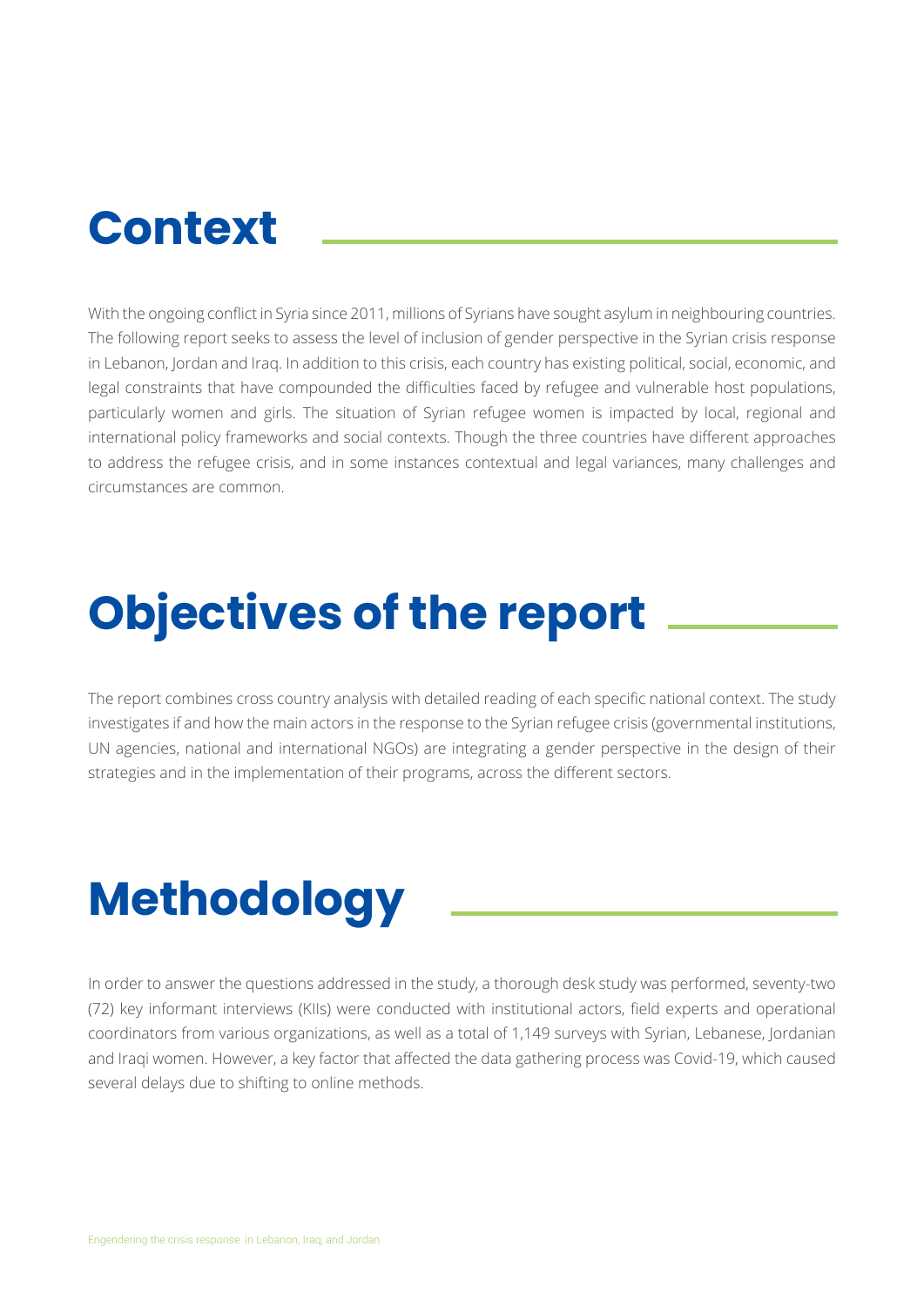# Context

With the ongoing conflict in Syria since 2011, millions of Syrians have sought asylum in neighbouring countries. The following report seeks to assess the level of inclusion of gender perspective in the Syrian crisis response in Lebanon, Jordan and Iraq. In addition to this crisis, each country has existing political, social, economic, and legal constraints that have compounded the difficulties faced by refugee and vulnerable host populations, particularly women and girls. The situation of Syrian refugee women is impacted by local, regional and international policy frameworks and social contexts. Though the three countries have different approaches to address the refugee crisis, and in some instances contextual and legal variances, many challenges and circumstances are common.

# Objectives of the report

The report combines cross country analysis with detailed reading of each specific national context. The study investigates if and how the main actors in the response to the Syrian refugee crisis (governmental institutions, UN agencies, national and international NGOs) are integrating a gender perspective in the design of their strategies and in the implementation of their programs, across the different sectors.

# Methodology

In order to answer the questions addressed in the study, a thorough desk study was performed, seventy-two (72) key informant interviews (KIIs) were conducted with institutional actors, field experts and operational coordinators from various organizations, as well as a total of 1,149 surveys with Syrian, Lebanese, Jordanian and Iraqi women. However, a key factor that affected the data gathering process was Covid-19, which caused several delays due to shifting to online methods.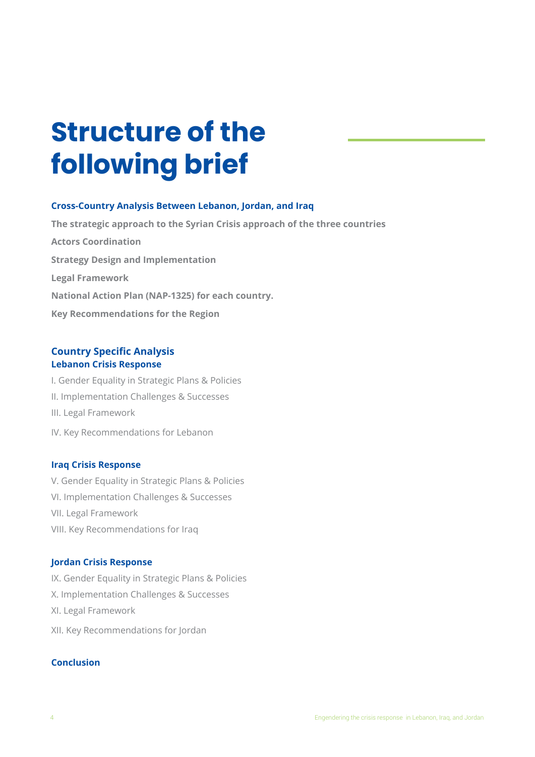# Structure of the following brief

**Cross-Country Analysis Between Lebanon, Jordan, and Iraq**

**The strategic approach to the Syrian Crisis approach of the three countries**

**Actors Coordination**

**Strategy Design and Implementation**

**Legal Framework**

**National Action Plan (NAP-1325) for each country.**

**Key Recommendations for the Region**

## Country Specific Analysis

### Lebanon Crisis Response

I. Gender Equality in Strategic Plans & Policies

II. Implementation Challenges & Successes

III. Legal Framework

IV. Key Recommendations for Lebanon

### Iraq Crisis Response

V. Gender Equality in Strategic Plans & Policies

VI. Implementation Challenges & Successes

VII. Legal Framework

VIII. Key Recommendations for Iraq

### Jordan Crisis Response

IX. Gender Equality in Strategic Plans & Policies

X. Implementation Challenges & Successes

XI. Legal Framework

XII. Key Recommendations for Jordan

### Conclusion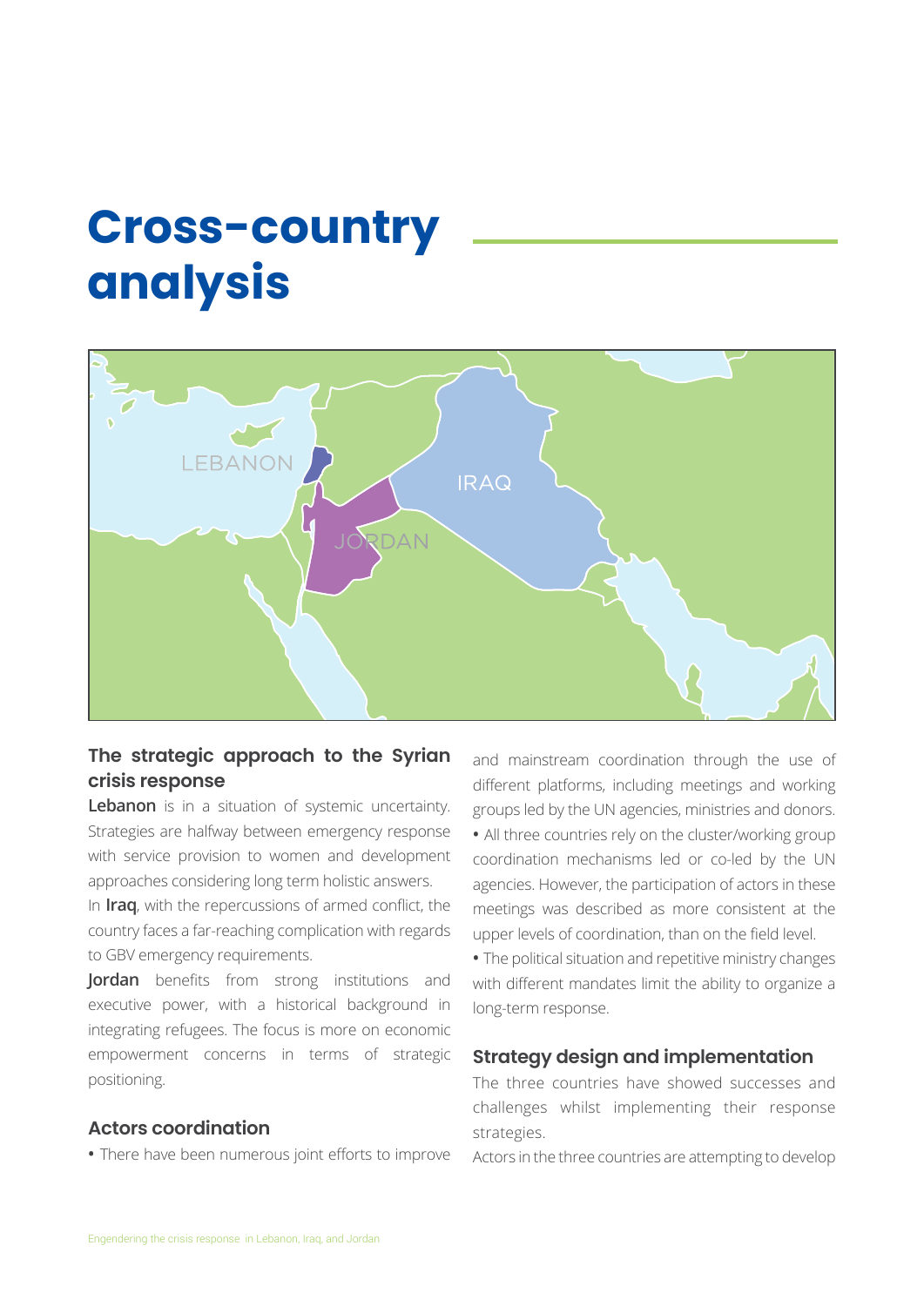# Cross-country analysis

## The strategic approach to the Syrian crisis response

**Lebanon** is in a situation of systemic uncertainty. Strategies are halfway between emergency response with service provision to women and development approaches considering long term holistic answers.

In **Iraq**, with the repercussions of armed conflict, the country faces a far-reaching complication with regards to GBV emergency requirements.

**Jordan** benefits from strong institutions and executive power, with a historical background in integrating refugees. The focus is more on economic empowerment concerns in terms of strategic positioning.

## Actors coordination

- There have been numerous joint efforts to improve and mainstream coordination through the use of different platforms, including meetings and working groups led by the UN agencies, ministries and donors.
- All three countries rely on the cluster/working group coordination mechanisms led or co-led by the UN agencies. However, the participation of actors in these meetings was described as more consistent at the upper levels of coordination, than on the field level.
- The political situation and repetitive ministry changes with different mandates limit the ability to organize a long-term response.

## Strategy design and implementation

The three countries have showed successes and challenges whilst implementing their response strategies.

Actors in the three countries are attempting to develop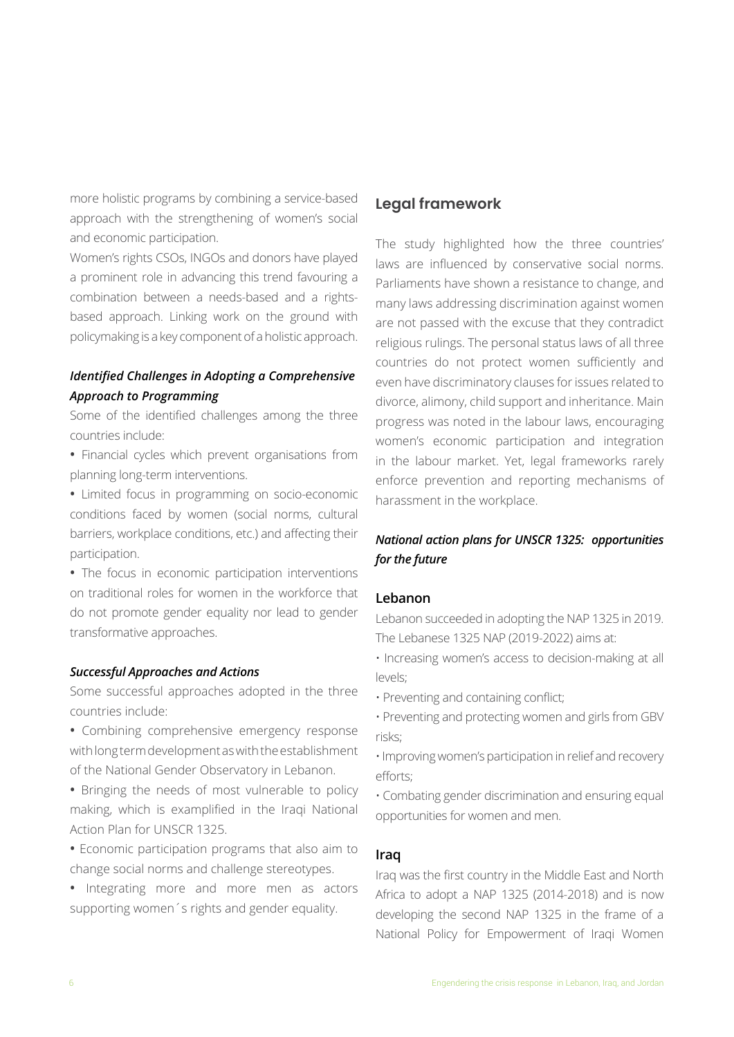more holistic programs by combining a service-based approach with the strengthening of women's social and economic participation.

Women's rights CSOs, INGOs and donors have played a prominent role in advancing this trend favouring a combination between a needs-based and a rights-based approach. Linking work on the ground with policymaking is a key component of a holistic approach.

### *Identified Challenges in Adopting a Comprehensive Approach to Programming*

Some of the identified challenges among the three countries include:

- Financial cycles which prevent organisations from planning long-term interventions.
- Limited focus in programming on socio-economic conditions faced by women (social norms, cultural barriers, workplace conditions, etc.) and affecting their participation.
- The focus in economic participation interventions on traditional roles for women in the workforce that do not promote gender equality nor lead to gender transformative approaches.

### *Successful Approaches and Actions*

Some successful approaches adopted in the three countries include:

- Combining comprehensive emergency response with long term development as with the establishment of the National Gender Observatory in Lebanon.
- Bringing the needs of most vulnerable to policy making, which is examplified in the Iraqi National Action Plan for UNSCR 1325.
- Economic participation programs that also aim to change social norms and challenge stereotypes.
- Integrating more and more men as actors supporting women´s rights and gender equality.

## Legal framework

The study highlighted how the three countries' laws are influenced by conservative social norms. Parliaments have shown a resistance to change, and many laws addressing discrimination against women are not passed with the excuse that they contradict religious rulings. The personal status laws of all three countries do not protect women sufficiently and even have discriminatory clauses for issues related to divorce, alimony, child support and inheritance. Main progress was noted in the labour laws, encouraging women's economic participation and integration in the labour market. Yet, legal frameworks rarely enforce prevention and reporting mechanisms of harassment in the workplace.

### *National action plans for UNSCR 1325: opportunities for the future*

#### Lebanon

Lebanon succeeded in adopting the NAP 1325 in 2019. The Lebanese 1325 NAP (2019-2022) aims at:

- Increasing women's access to decision-making at all levels;
- Preventing and containing conflict;
- Preventing and protecting women and girls from GBV risks;
- Improving women's participation in relief and recovery efforts;
- Combating gender discrimination and ensuring equal opportunities for women and men.

#### Iraq

Iraq was the first country in the Middle East and North Africa to adopt a NAP 1325 (2014-2018) and is now developing the second NAP 1325 in the frame of a National Policy for Empowerment of Iraqi Women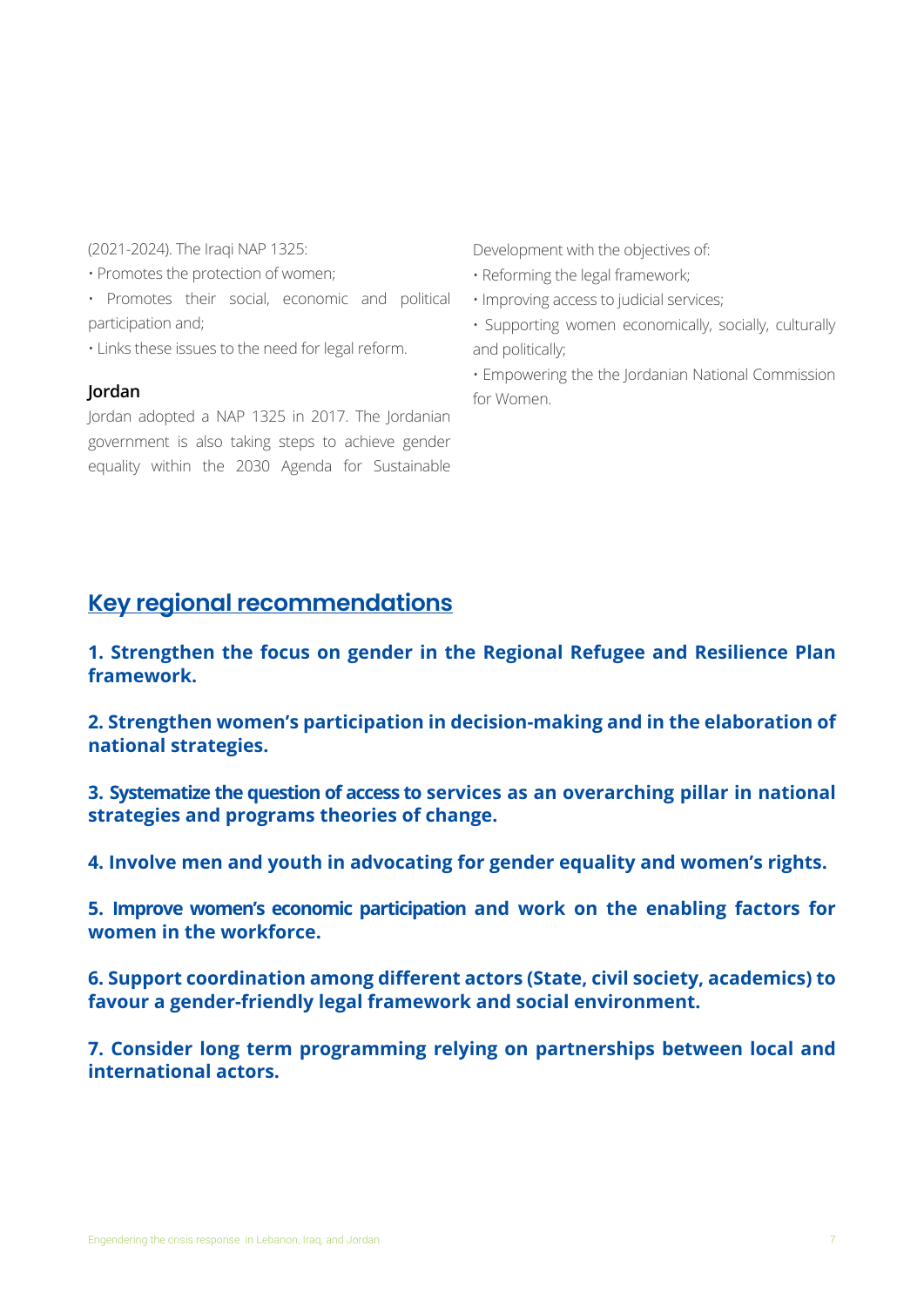(2021-2024). The Iraqi NAP 1325:

- Promotes the protection of women;
- Promotes their social, economic and political participation and;
- Links these issues to the need for legal reform.

**Jordan**

Jordan adopted a NAP 1325 in 2017. The Jordanian government is also taking steps to achieve gender equality within the 2030 Agenda for Sustainable Development with the objectives of:

- Reforming the legal framework;
- Improving access to judicial services;
- Supporting women economically, socially, culturally and politically;
- Empowering the the Jordanian National Commission for Women.

## Key regional recommendations

**1. Strengthen the focus on gender in the Regional Refugee and Resilience Plan framework.**

**2. Strengthen women's participation in decision-making and in the elaboration of national strategies.**

**3. Systematize the question of access to services as an overarching pillar in national strategies and programs theories of change.**

**4. Involve men and youth in advocating for gender equality and women's rights.**

**5. Improve women's economic participation and work on the enabling factors for women in the workforce.**

**6. Support coordination among different actors (State, civil society, academics) to favour a gender-friendly legal framework and social environment.**

**7. Consider long term programming relying on partnerships between local and international actors.**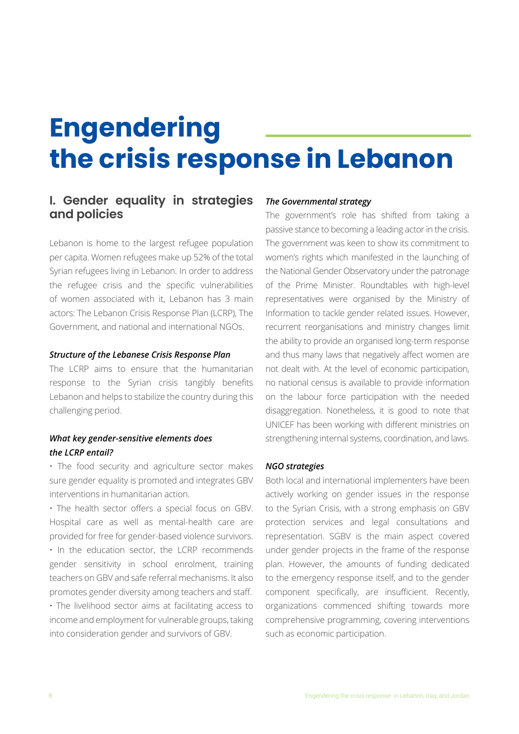# Engendering the crisis response in Lebanon

## I. Gender equality in strategies and policies

Lebanon is home to the largest refugee population per capita. Women refugees make up 52% of the total Syrian refugees living in Lebanon. In order to address the refugee crisis and the specific vulnerabilities of women associated with it, Lebanon has 3 main actors: The Lebanon Crisis Response Plan (LCRP), The Government, and national and international NGOs.

***Structure of the Lebanese Crisis Response Plan***

The LCRP aims to ensure that the humanitarian response to the Syrian crisis tangibly benefits Lebanon and helps to stabilize the country during this challenging period.

***What key gender-sensitive elements does the LCRP entail?***

- The food security and agriculture sector makes sure gender equality is promoted and integrates GBV interventions in humanitarian action.
- The health sector offers a special focus on GBV. Hospital care as well as mental-health care are provided for free for gender-based violence survivors.
- In the education sector, the LCRP recommends gender sensitivity in school enrolment, training teachers on GBV and safe referral mechanisms. It also promotes gender diversity among teachers and staff.
- The livelihood sector aims at facilitating access to income and employment for vulnerable groups, taking into consideration gender and survivors of GBV.

***The Governmental strategy***

The government's role has shifted from taking a passive stance to becoming a leading actor in the crisis. The government was keen to show its commitment to women's rights which manifested in the launching of the National Gender Observatory under the patronage of the Prime Minister. Roundtables with high-level representatives were organised by the Ministry of Information to tackle gender related issues. However, recurrent reorganisations and ministry changes limit the ability to provide an organised long-term response and thus many laws that negatively affect women are not dealt with. At the level of economic participation, no national census is available to provide information on the labour force participation with the needed disaggregation. Nonetheless, it is good to note that UNICEF has been working with different ministries on strengthening internal systems, coordination, and laws.

***NGO strategies***

Both local and international implementers have been actively working on gender issues in the response to the Syrian Crisis, with a strong emphasis on GBV protection services and legal consultations and representation. SGBV is the main aspect covered under gender projects in the frame of the response plan. However, the amounts of funding dedicated to the emergency response itself, and to the gender component specifically, are insufficient. Recently, organizations commenced shifting towards more comprehensive programming, covering interventions such as economic participation.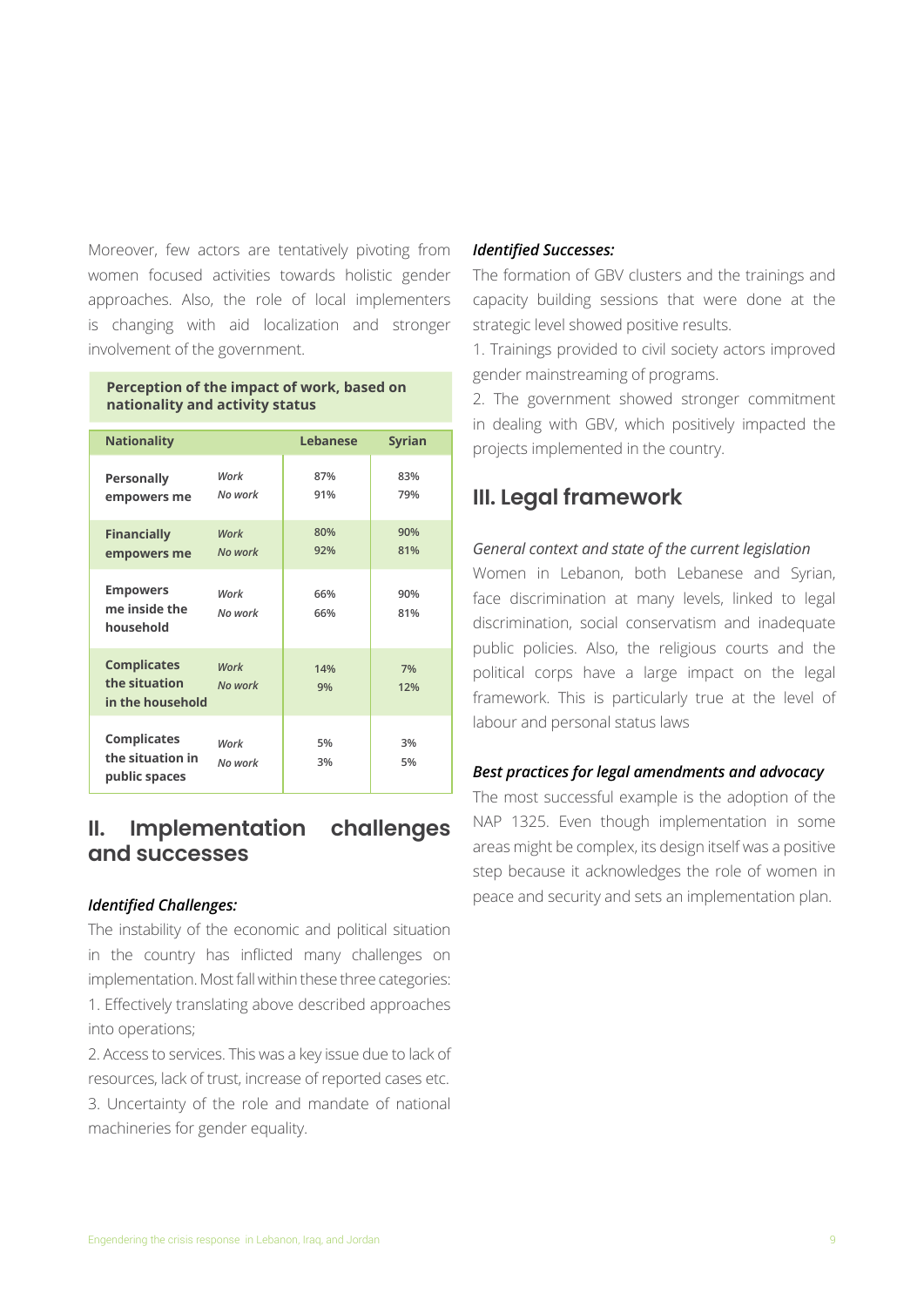Moreover, few actors are tentatively pivoting from women focused activities towards holistic gender approaches. Also, the role of local implementers is changing with aid localization and stronger involvement of the government.

**Perception of the impact of work, based on nationality and activity status**

| Nationality | | Lebanese | Syrian |
|---|---|---|---|
| **Personally empowers me** | *Work* | 87% | 83% |
| | *No work* | 91% | 79% |
| **Financially empowers me** | *Work* | 80% | 90% |
| | *No work* | 92% | 81% |
| **Empowers me inside the household** | *Work* | 66% | 90% |
| | *No work* | 66% | 81% |
| **Complicates the situation in the household** | *Work* | 14% | 7% |
| | *No work* | 9% | 12% |
| **Complicates the situation in public spaces** | *Work* | 5% | 3% |
| | *No work* | 3% | 5% |

## II. Implementation challenges and successes

***Identified Challenges:***

The instability of the economic and political situation in the country has inflicted many challenges on implementation. Most fall within these three categories:

1. Effectively translating above described approaches into operations;
2. Access to services. This was a key issue due to lack of resources, lack of trust, increase of reported cases etc.
3. Uncertainty of the role and mandate of national machineries for gender equality.

***Identified Successes:***

The formation of GBV clusters and the trainings and capacity building sessions that were done at the strategic level showed positive results.

1. Trainings provided to civil society actors improved gender mainstreaming of programs.
2. The government showed stronger commitment in dealing with GBV, which positively impacted the projects implemented in the country.

## III. Legal framework

*General context and state of the current legislation*

Women in Lebanon, both Lebanese and Syrian, face discrimination at many levels, linked to legal discrimination, social conservatism and inadequate public policies. Also, the religious courts and the political corps have a large impact on the legal framework. This is particularly true at the level of labour and personal status laws

***Best practices for legal amendments and advocacy***

The most successful example is the adoption of the NAP 1325. Even though implementation in some areas might be complex, its design itself was a positive step because it acknowledges the role of women in peace and security and sets an implementation plan.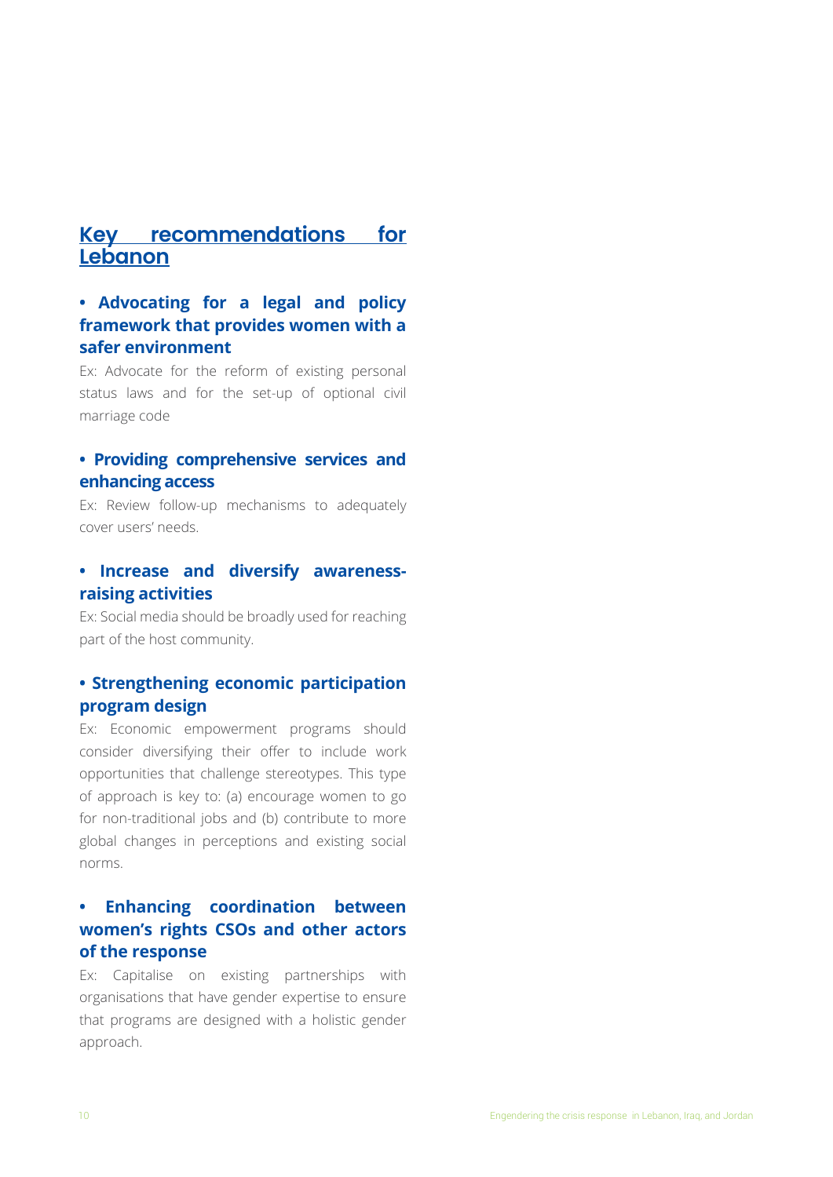## Key recommendations for Lebanon

- **Advocating for a legal and policy framework that provides women with a safer environment**

Ex: Advocate for the reform of existing personal status laws and for the set-up of optional civil marriage code

- **Providing comprehensive services and enhancing access**

Ex: Review follow-up mechanisms to adequately cover users' needs.

- **Increase and diversify awareness-raising activities**

Ex: Social media should be broadly used for reaching part of the host community.

- **Strengthening economic participation program design**

Ex: Economic empowerment programs should consider diversifying their offer to include work opportunities that challenge stereotypes. This type of approach is key to: (a) encourage women to go for non-traditional jobs and (b) contribute to more global changes in perceptions and existing social norms.

- **Enhancing coordination between women's rights CSOs and other actors of the response**

Ex: Capitalise on existing partnerships with organisations that have gender expertise to ensure that programs are designed with a holistic gender approach.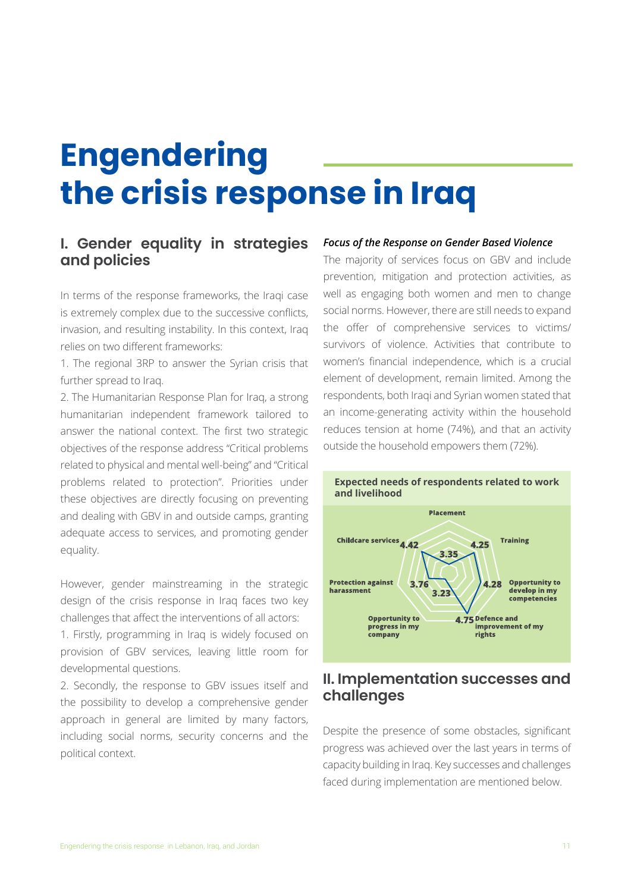# Engendering the crisis response in Iraq

## I. Gender equality in strategies and policies

In terms of the response frameworks, the Iraqi case is extremely complex due to the successive conflicts, invasion, and resulting instability. In this context, Iraq relies on two different frameworks:

1. The regional 3RP to answer the Syrian crisis that further spread to Iraq.
2. The Humanitarian Response Plan for Iraq, a strong humanitarian independent framework tailored to answer the national context. The first two strategic objectives of the response address "Critical problems related to physical and mental well-being" and "Critical problems related to protection". Priorities under these objectives are directly focusing on preventing and dealing with GBV in and outside camps, granting adequate access to services, and promoting gender equality.

However, gender mainstreaming in the strategic design of the crisis response in Iraq faces two key challenges that affect the interventions of all actors:

1. Firstly, programming in Iraq is widely focused on provision of GBV services, leaving little room for developmental questions.
2. Secondly, the response to GBV issues itself and the possibility to develop a comprehensive gender approach in general are limited by many factors, including social norms, security concerns and the political context.

***Focus of the Response on Gender Based Violence***

The majority of services focus on GBV and include prevention, mitigation and protection activities, as well as engaging both women and men to change social norms. However, there are still needs to expand the offer of comprehensive services to victims/survivors of violence. Activities that contribute to women's financial independence, which is a crucial element of development, remain limited. Among the respondents, both Iraqi and Syrian women stated that an income-generating activity within the household reduces tension at home (74%), and that an activity outside the household empowers them (72%).

**Expected needs of respondents related to work and livelihood**

| Need | Score |
|---|---|
| Placement | 3.35 |
| Training | 4.25 |
| Opportunity to develop in my competencies | 4.28 |
| Defence and improvement of my rights | 4.75 |
| Opportunity to progress in my company | 3.23 |
| Protection against harassment | 3.76 |
| Childcare services | 4.42 |

## II. Implementation successes and challenges

Despite the presence of some obstacles, significant progress was achieved over the last years in terms of capacity building in Iraq. Key successes and challenges faced during implementation are mentioned below.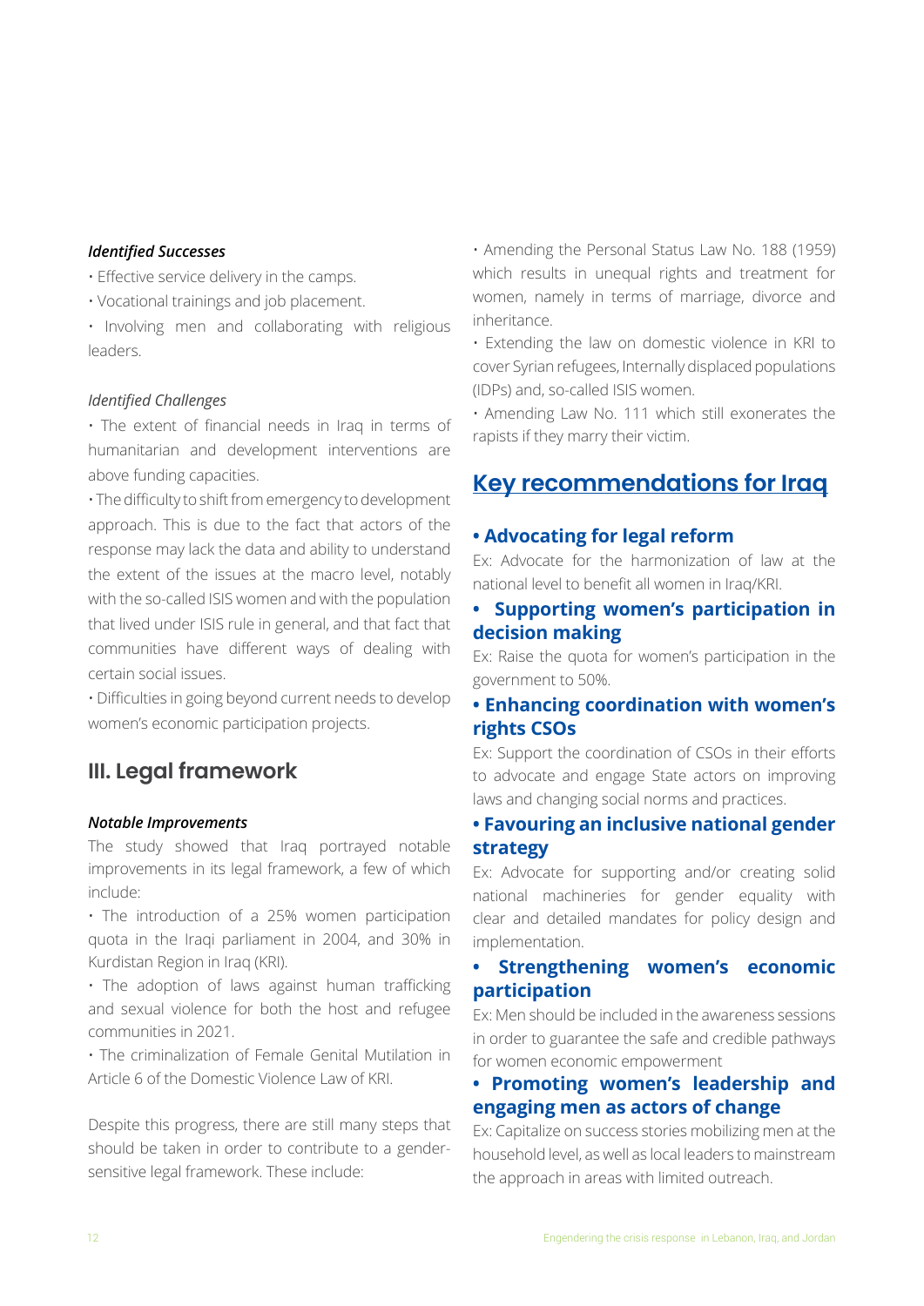***Identified Successes***

- Effective service delivery in the camps.
- Vocational trainings and job placement.
- Involving men and collaborating with religious leaders.

*Identified Challenges*

- The extent of financial needs in Iraq in terms of humanitarian and development interventions are above funding capacities.
- The difficulty to shift from emergency to development approach. This is due to the fact that actors of the response may lack the data and ability to understand the extent of the issues at the macro level, notably with the so-called ISIS women and with the population that lived under ISIS rule in general, and that fact that communities have different ways of dealing with certain social issues.
- Difficulties in going beyond current needs to develop women's economic participation projects.

## III. Legal framework

***Notable Improvements***

The study showed that Iraq portrayed notable improvements in its legal framework, a few of which include:

- The introduction of a 25% women participation quota in the Iraqi parliament in 2004, and 30% in Kurdistan Region in Iraq (KRI).
- The adoption of laws against human trafficking and sexual violence for both the host and refugee communities in 2021.
- The criminalization of Female Genital Mutilation in Article 6 of the Domestic Violence Law of KRI.

Despite this progress, there are still many steps that should be taken in order to contribute to a gender-sensitive legal framework. These include:

- Amending the Personal Status Law No. 188 (1959) which results in unequal rights and treatment for women, namely in terms of marriage, divorce and inheritance.
- Extending the law on domestic violence in KRI to cover Syrian refugees, Internally displaced populations (IDPs) and, so-called ISIS women.
- Amending Law No. 111 which still exonerates the rapists if they marry their victim.

## Key recommendations for Iraq

### • Advocating for legal reform

Ex: Advocate for the harmonization of law at the national level to benefit all women in Iraq/KRI.

### • Supporting women's participation in decision making

Ex: Raise the quota for women's participation in the government to 50%.

### • Enhancing coordination with women's rights CSOs

Ex: Support the coordination of CSOs in their efforts to advocate and engage State actors on improving laws and changing social norms and practices.

### • Favouring an inclusive national gender strategy

Ex: Advocate for supporting and/or creating solid national machineries for gender equality with clear and detailed mandates for policy design and implementation.

### • Strengthening women's economic participation

Ex: Men should be included in the awareness sessions in order to guarantee the safe and credible pathways for women economic empowerment

### • Promoting women's leadership and engaging men as actors of change

Ex: Capitalize on success stories mobilizing men at the household level, as well as local leaders to mainstream the approach in areas with limited outreach.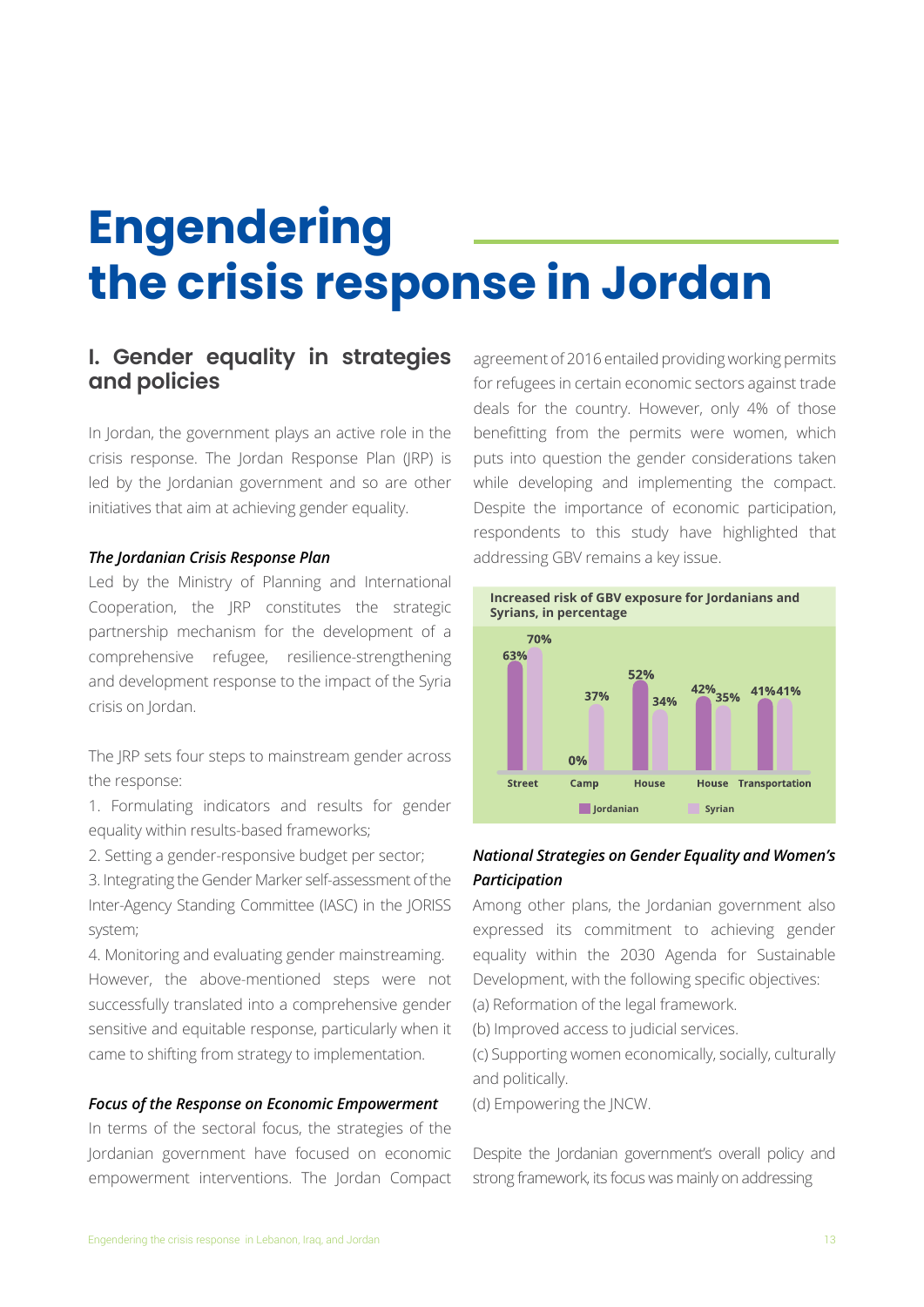# Engendering the crisis response in Jordan

## I. Gender equality in strategies and policies

In Jordan, the government plays an active role in the crisis response. The Jordan Response Plan (JRP) is led by the Jordanian government and so are other initiatives that aim at achieving gender equality.

### *The Jordanian Crisis Response Plan*

Led by the Ministry of Planning and International Cooperation, the JRP constitutes the strategic partnership mechanism for the development of a comprehensive refugee, resilience-strengthening and development response to the impact of the Syria crisis on Jordan.

The JRP sets four steps to mainstream gender across the response:

1. Formulating indicators and results for gender equality within results-based frameworks;
2. Setting a gender-responsive budget per sector;
3. Integrating the Gender Marker self-assessment of the Inter-Agency Standing Committee (IASC) in the JORISS system;
4. Monitoring and evaluating gender mainstreaming.

However, the above-mentioned steps were not successfully translated into a comprehensive gender sensitive and equitable response, particularly when it came to shifting from strategy to implementation.

### *Focus of the Response on Economic Empowerment*

In terms of the sectoral focus, the strategies of the Jordanian government have focused on economic empowerment interventions. The Jordan Compact agreement of 2016 entailed providing working permits for refugees in certain economic sectors against trade deals for the country. However, only 4% of those benefitting from the permits were women, which puts into question the gender considerations taken while developing and implementing the compact. Despite the importance of economic participation, respondents to this study have highlighted that addressing GBV remains a key issue.

**Increased risk of GBV exposure for Jordanians and Syrians, in percentage**

| | Jordanian | Syrian |
|---|---|---|
| Street | 63% | 70% |
| Camp | 0% | 37% |
| House | 52% | 34% |
| House | 42% | 35% |
| Transportation | 41% | 41% |

### *National Strategies on Gender Equality and Women's Participation*

Among other plans, the Jordanian government also expressed its commitment to achieving gender equality within the 2030 Agenda for Sustainable Development, with the following specific objectives:

(a) Reformation of the legal framework.
(b) Improved access to judicial services.
(c) Supporting women economically, socially, culturally and politically.
(d) Empowering the JNCW.

Despite the Jordanian government's overall policy and strong framework, its focus was mainly on addressing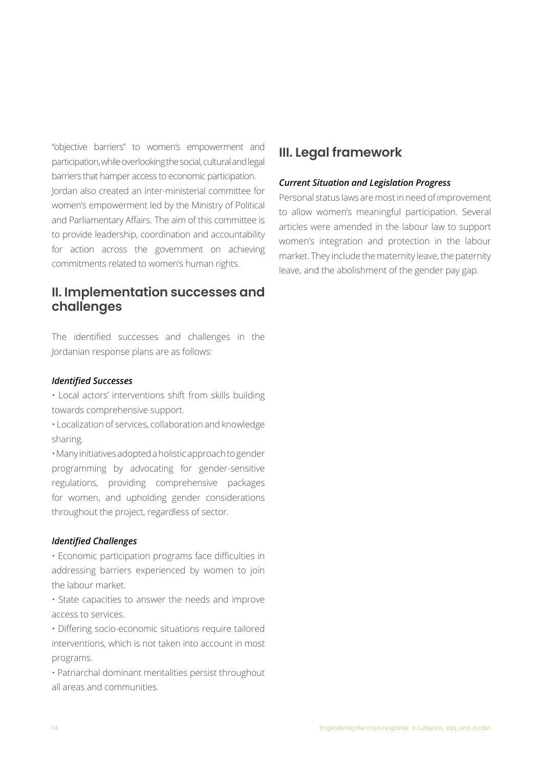"objective barriers" to women's empowerment and participation, while overlooking the social, cultural and legal barriers that hamper access to economic participation.

Jordan also created an inter-ministerial committee for women's empowerment led by the Ministry of Political and Parliamentary Affairs. The aim of this committee is to provide leadership, coordination and accountability for action across the government on achieving commitments related to women's human rights.

## II. Implementation successes and challenges

The identified successes and challenges in the Jordanian response plans are as follows:

***Identified Successes***

- Local actors' interventions shift from skills building towards comprehensive support.
- Localization of services, collaboration and knowledge sharing.
- Many initiatives adopted a holistic approach to gender programming by advocating for gender-sensitive regulations, providing comprehensive packages for women, and upholding gender considerations throughout the project, regardless of sector.

***Identified Challenges***

- Economic participation programs face difficulties in addressing barriers experienced by women to join the labour market.
- State capacities to answer the needs and improve access to services.
- Differing socio-economic situations require tailored interventions, which is not taken into account in most programs.
- Patriarchal dominant mentalities persist throughout all areas and communities.

## III. Legal framework

***Current Situation and Legislation Progress***

Personal status laws are most in need of improvement to allow women's meaningful participation. Several articles were amended in the labour law to support women's integration and protection in the labour market. They include the maternity leave, the paternity leave, and the abolishment of the gender pay gap.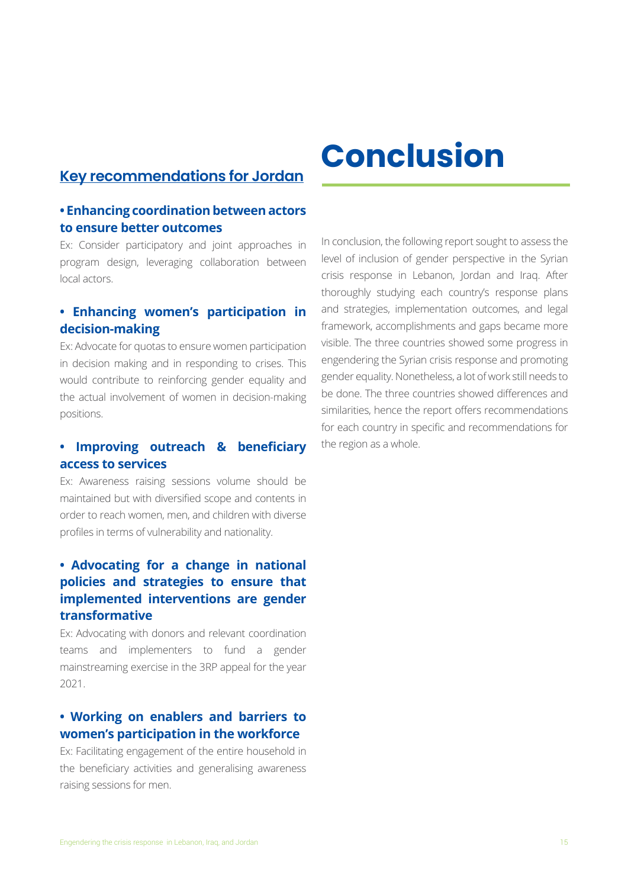## Key recommendations for Jordan

**• Enhancing coordination between actors to ensure better outcomes**

Ex: Consider participatory and joint approaches in program design, leveraging collaboration between local actors.

**• Enhancing women's participation in decision-making**

Ex: Advocate for quotas to ensure women participation in decision making and in responding to crises. This would contribute to reinforcing gender equality and the actual involvement of women in decision-making positions.

**• Improving outreach & beneficiary access to services**

Ex: Awareness raising sessions volume should be maintained but with diversified scope and contents in order to reach women, men, and children with diverse profiles in terms of vulnerability and nationality.

**• Advocating for a change in national policies and strategies to ensure that implemented interventions are gender transformative**

Ex: Advocating with donors and relevant coordination teams and implementers to fund a gender mainstreaming exercise in the 3RP appeal for the year 2021.

**• Working on enablers and barriers to women's participation in the workforce**

Ex: Facilitating engagement of the entire household in the beneficiary activities and generalising awareness raising sessions for men.

# Conclusion

In conclusion, the following report sought to assess the level of inclusion of gender perspective in the Syrian crisis response in Lebanon, Jordan and Iraq. After thoroughly studying each country's response plans and strategies, implementation outcomes, and legal framework, accomplishments and gaps became more visible. The three countries showed some progress in engendering the Syrian crisis response and promoting gender equality. Nonetheless, a lot of work still needs to be done. The three countries showed differences and similarities, hence the report offers recommendations for each country in specific and recommendations for the region as a whole.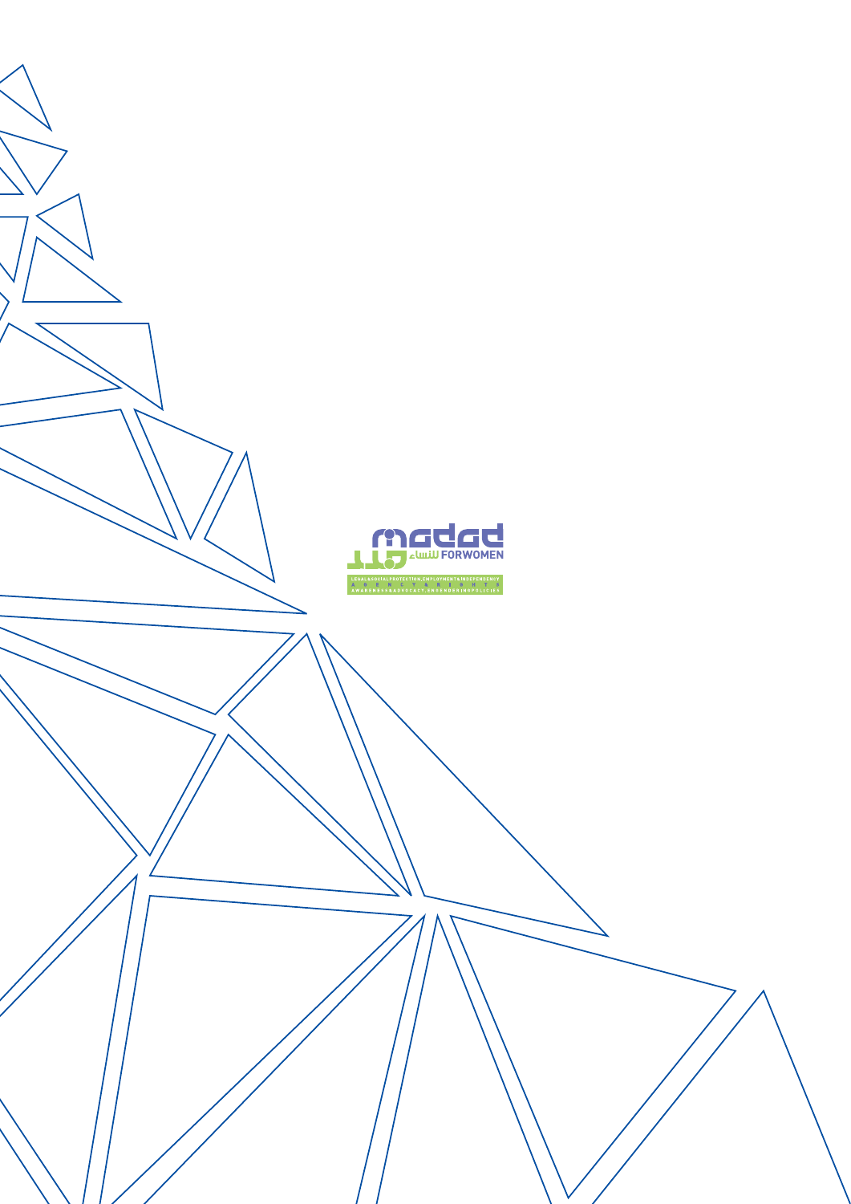madad للنساء FORWOMEN

LEGAL & SOCIAL PROTECTION, EMPLOYMENT & INDEPENDENCY

A G E N C Y & R I G H T S

AWARENESS & ADVOCACY, ENGENDERING POLICIES